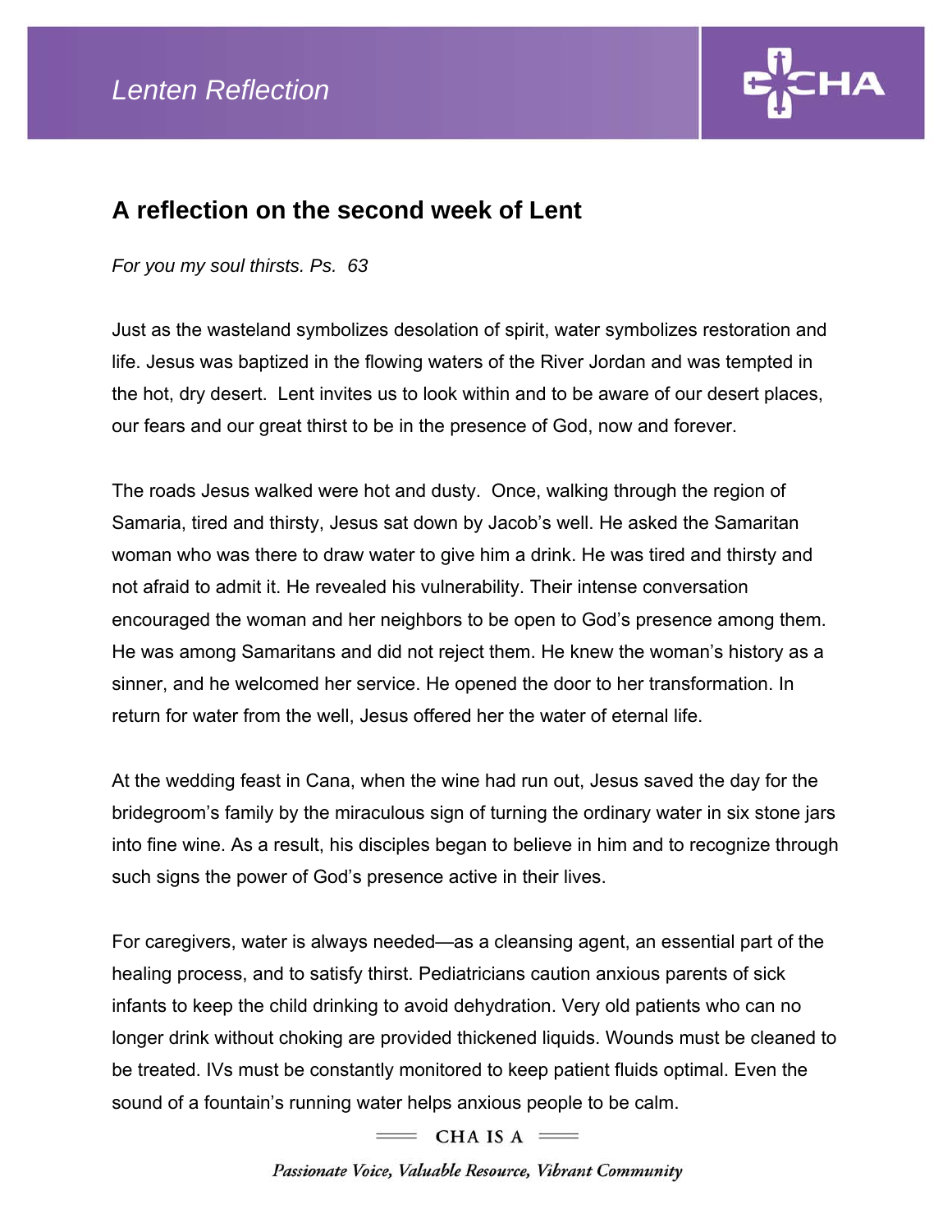Lenten Reflection

## A reflection on the second week of Lent

*For you my soul thirsts. Ps. 63*

Just as the wasteland symbolizes desolation of spirit, water symbolizes restoration and life. Jesus was baptized in the flowing waters of the River Jordan and was tempted in the hot, dry desert. Lent invites us to look within and to be aware of our desert places, our fears and our great thirst to be in the presence of God, now and forever.

The roads Jesus walked were hot and dusty. Once, walking through the region of Samaria, tired and thirsty, Jesus sat down by Jacob's well. He asked the Samaritan woman who was there to draw water to give him a drink. He was tired and thirsty and not afraid to admit it. He revealed his vulnerability. Their intense conversation encouraged the woman and her neighbors to be open to God's presence among them. He was among Samaritans and did not reject them. He knew the woman's history as a sinner, and he welcomed her service. He opened the door to her transformation. In return for water from the well, Jesus offered her the water of eternal life.

At the wedding feast in Cana, when the wine had run out, Jesus saved the day for the bridegroom's family by the miraculous sign of turning the ordinary water in six stone jars into fine wine. As a result, his disciples began to believe in him and to recognize through such signs the power of God's presence active in their lives.

For caregivers, water is always needed—as a cleansing agent, an essential part of the healing process, and to satisfy thirst. Pediatricians caution anxious parents of sick infants to keep the child drinking to avoid dehydration. Very old patients who can no longer drink without choking are provided thickened liquids. Wounds must be cleaned to be treated. IVs must be constantly monitored to keep patient fluids optimal. Even the sound of a fountain's running water helps anxious people to be calm.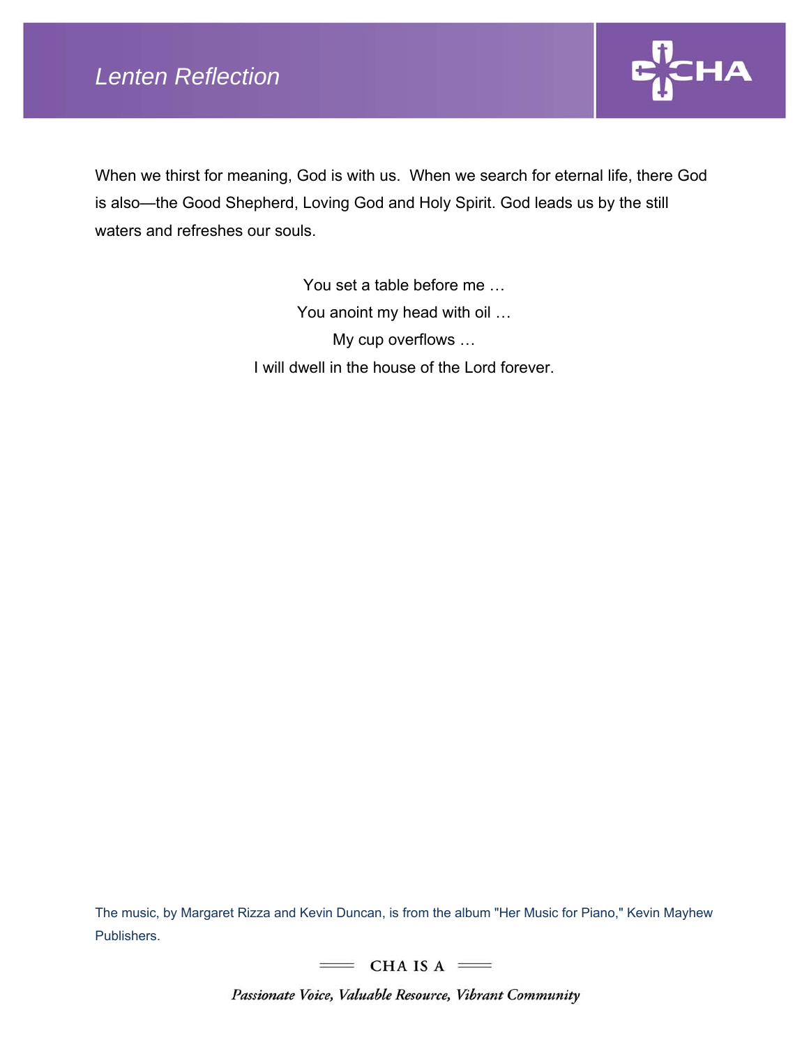When we thirst for meaning, God is with us. When we search for eternal life, there God is also—the Good Shepherd, Loving God and Holy Spirit. God leads us by the still waters and refreshes our souls.

You set a table before me …
You anoint my head with oil …
My cup overflows …
I will dwell in the house of the Lord forever.

The music, by Margaret Rizza and Kevin Duncan, is from the album "Her Music for Piano," Kevin Mayhew Publishers.

CHA IS A

*Passionate Voice, Valuable Resource, Vibrant Community*